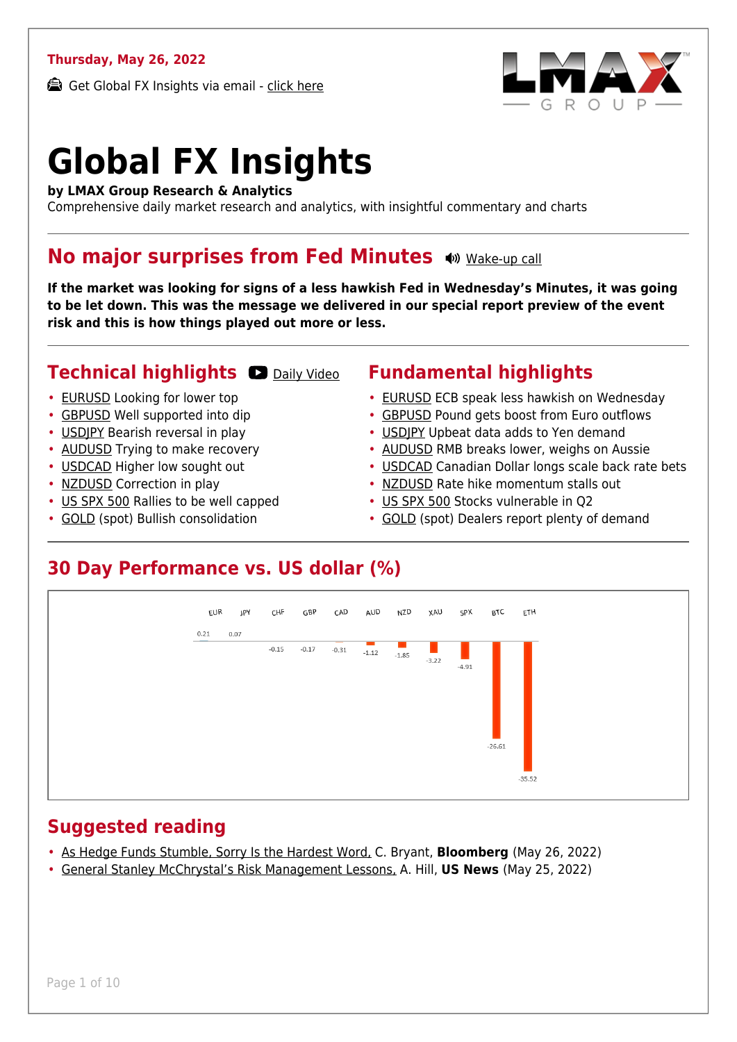Thursday, May 26, 2022

Get Global FX Insights via email - click here

# Global FX Insights

**by LMAX Group Research & Analytics**
Comprehensive daily market research and analytics, with insightful commentary and charts

## No major surprises from Fed Minutes

Wake-up call

**If the market was looking for signs of a less hawkish Fed in Wednesday's Minutes, it was going to be let down. This was the message we delivered in our special report preview of the event risk and this is how things played out more or less.**

## Technical highlights

Daily Video

- EURUSD Looking for lower top
- GBPUSD Well supported into dip
- USDJPY Bearish reversal in play
- AUDUSD Trying to make recovery
- USDCAD Higher low sought out
- NZDUSD Correction in play
- US SPX 500 Rallies to be well capped
- GOLD (spot) Bullish consolidation

## Fundamental highlights

- EURUSD ECB speak less hawkish on Wednesday
- GBPUSD Pound gets boost from Euro outflows
- USDJPY Upbeat data adds to Yen demand
- AUDUSD RMB breaks lower, weighs on Aussie
- USDCAD Canadian Dollar longs scale back rate bets
- NZDUSD Rate hike momentum stalls out
- US SPX 500 Stocks vulnerable in Q2
- GOLD (spot) Dealers report plenty of demand

## 30 Day Performance vs. US dollar (%)

| EUR | JPY | CHF | GBP | CAD | AUD | NZD | XAU | SPX | BTC | ETH |
|---|---|---|---|---|---|---|---|---|---|---|
| 0.21 | 0.07 | -0.15 | -0.17 | -0.31 | -1.12 | -1.85 | -3.22 | -4.91 | -26.61 | -35.52 |

## Suggested reading

- As Hedge Funds Stumble, Sorry Is the Hardest Word, C. Bryant, **Bloomberg** (May 26, 2022)
- General Stanley McChrystal's Risk Management Lessons, A. Hill, **US News** (May 25, 2022)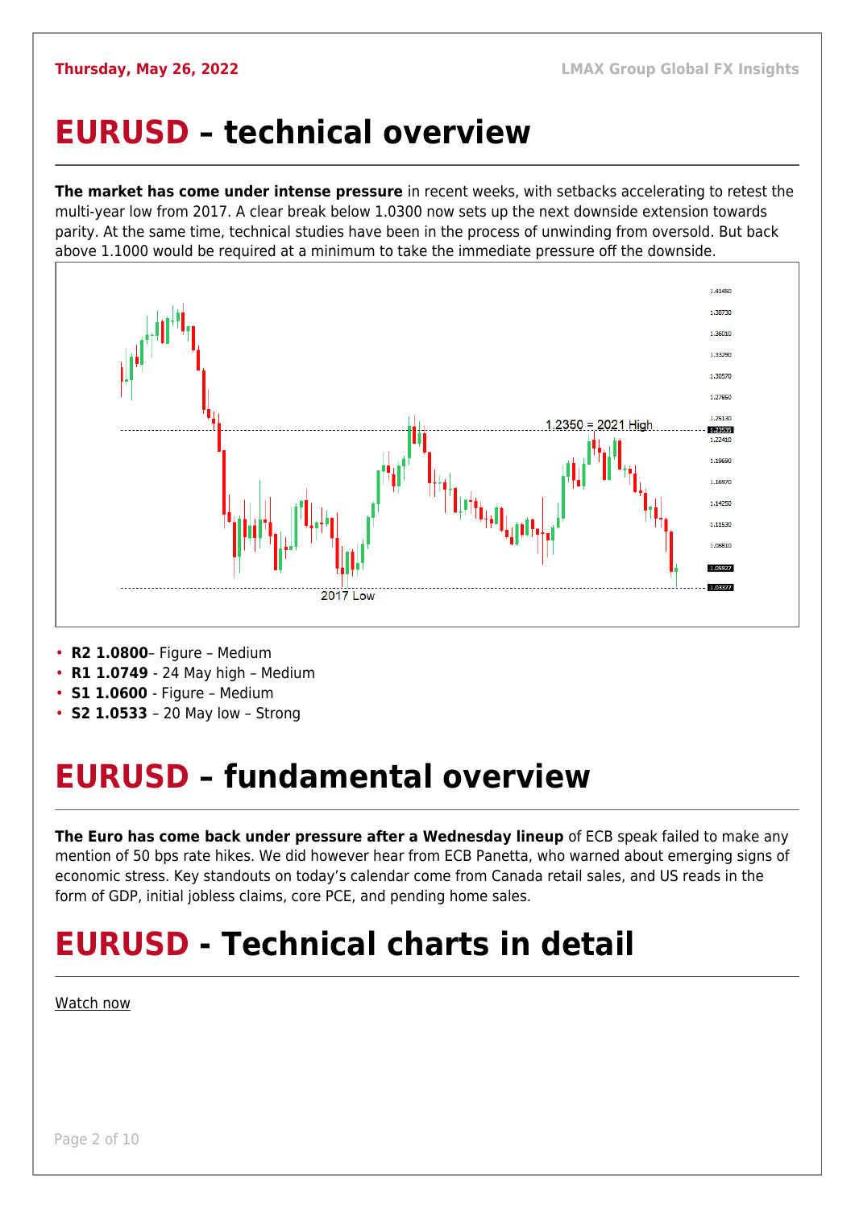# EURUSD – technical overview

**The market has come under intense pressure** in recent weeks, with setbacks accelerating to retest the multi-year low from 2017. A clear break below 1.0300 now sets up the next downside extension towards parity. At the same time, technical studies have been in the process of unwinding from oversold. But back above 1.1000 would be required at a minimum to take the immediate pressure off the downside.

- **R2 1.0800**– Figure – Medium
- **R1 1.0749** - 24 May high – Medium
- **S1 1.0600** - Figure – Medium
- **S2 1.0533** – 20 May low – Strong

# EURUSD – fundamental overview

**The Euro has come back under pressure after a Wednesday lineup** of ECB speak failed to make any mention of 50 bps rate hikes. We did however hear from ECB Panetta, who warned about emerging signs of economic stress. Key standouts on today's calendar come from Canada retail sales, and US reads in the form of GDP, initial jobless claims, core PCE, and pending home sales.

# EURUSD - Technical charts in detail

Watch now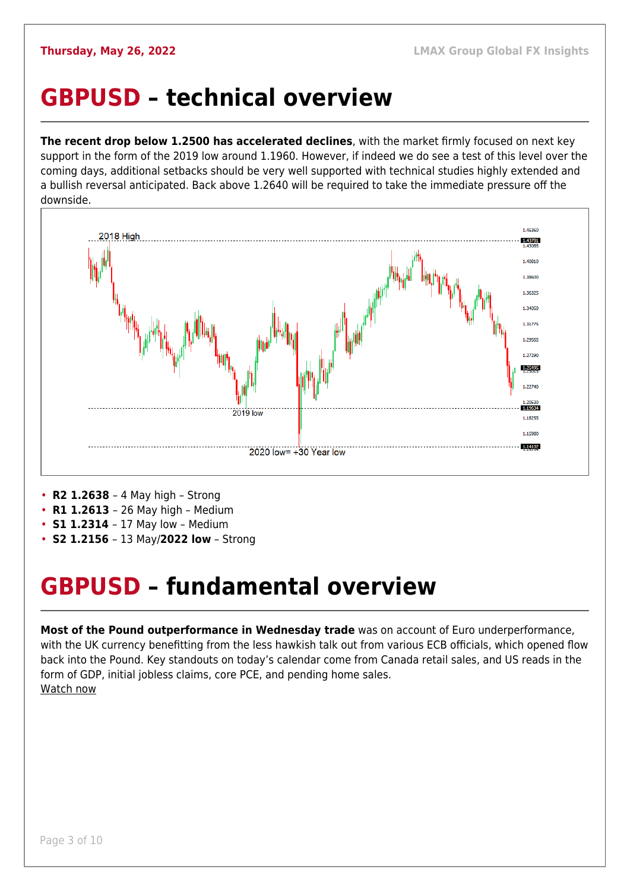# GBPUSD – technical overview

**The recent drop below 1.2500 has accelerated declines**, with the market firmly focused on next key support in the form of the 2019 low around 1.1960. However, if indeed we do see a test of this level over the coming days, additional setbacks should be very well supported with technical studies highly extended and a bullish reversal anticipated. Back above 1.2640 will be required to take the immediate pressure off the downside.

- **R2 1.2638** – 4 May high – Strong
- **R1 1.2613** – 26 May high – Medium
- **S1 1.2314** – 17 May low – Medium
- **S2 1.2156** – 13 May/**2022 low** – Strong

# GBPUSD – fundamental overview

**Most of the Pound outperformance in Wednesday trade** was on account of Euro underperformance, with the UK currency benefitting from the less hawkish talk out from various ECB officials, which opened flow back into the Pound. Key standouts on today's calendar come from Canada retail sales, and US reads in the form of GDP, initial jobless claims, core PCE, and pending home sales.
Watch now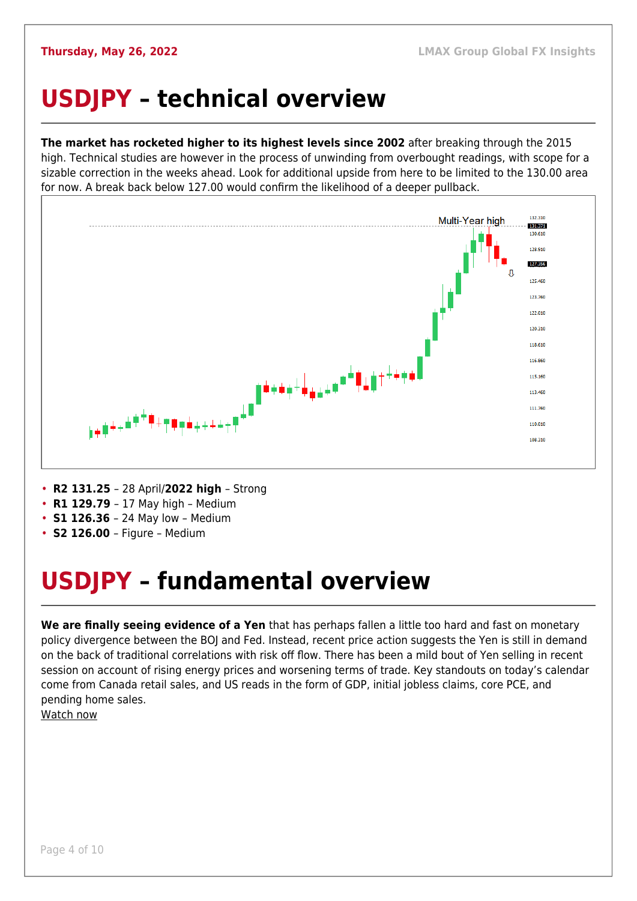# USDJPY – technical overview

**The market has rocketed higher to its highest levels since 2002** after breaking through the 2015 high. Technical studies are however in the process of unwinding from overbought readings, with scope for a sizable correction in the weeks ahead. Look for additional upside from here to be limited to the 130.00 area for now. A break back below 127.00 would confirm the likelihood of a deeper pullback.

- **R2 131.25** – 28 April/**2022 high** – Strong
- **R1 129.79** – 17 May high – Medium
- **S1 126.36** – 24 May low – Medium
- **S2 126.00** – Figure – Medium

# USDJPY – fundamental overview

**We are finally seeing evidence of a Yen** that has perhaps fallen a little too hard and fast on monetary policy divergence between the BOJ and Fed. Instead, recent price action suggests the Yen is still in demand on the back of traditional correlations with risk off flow. There has been a mild bout of Yen selling in recent session on account of rising energy prices and worsening terms of trade. Key standouts on today's calendar come from Canada retail sales, and US reads in the form of GDP, initial jobless claims, core PCE, and pending home sales.

Watch now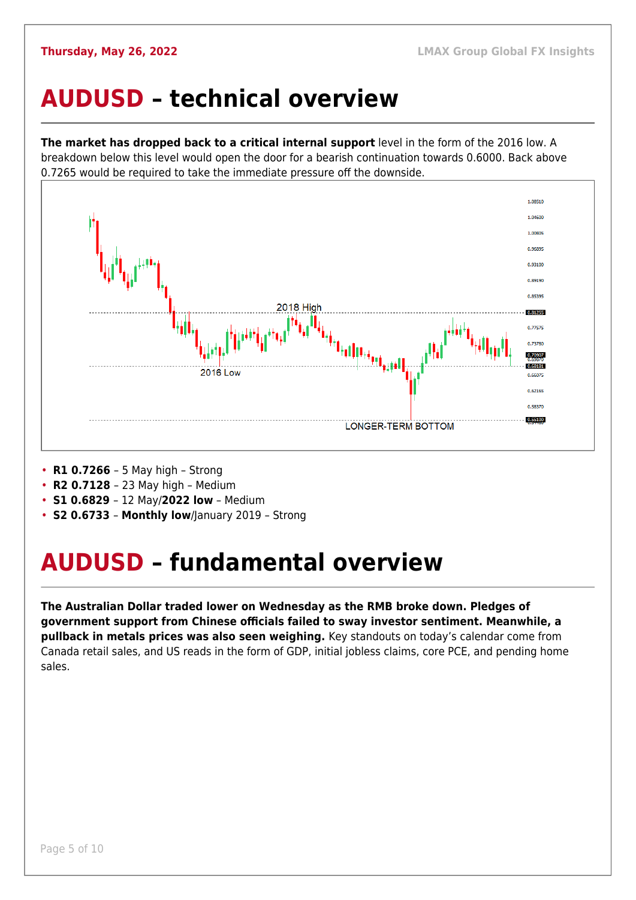# AUDUSD – technical overview

**The market has dropped back to a critical internal support** level in the form of the 2016 low. A breakdown below this level would open the door for a bearish continuation towards 0.6000. Back above 0.7265 would be required to take the immediate pressure off the downside.

- **R1 0.7266** – 5 May high – Strong
- **R2 0.7128** – 23 May high – Medium
- **S1 0.6829** – 12 May/**2022 low** – Medium
- **S2 0.6733** – **Monthly low**/January 2019 – Strong

# AUDUSD – fundamental overview

**The Australian Dollar traded lower on Wednesday as the RMB broke down. Pledges of government support from Chinese officials failed to sway investor sentiment. Meanwhile, a pullback in metals prices was also seen weighing.** Key standouts on today's calendar come from Canada retail sales, and US reads in the form of GDP, initial jobless claims, core PCE, and pending home sales.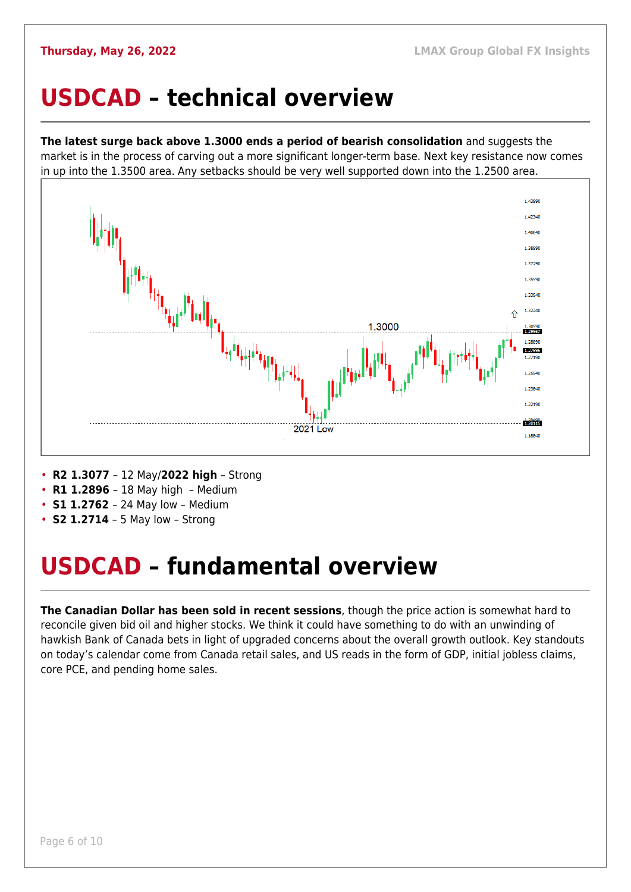# USDCAD – technical overview

**The latest surge back above 1.3000 ends a period of bearish consolidation** and suggests the market is in the process of carving out a more significant longer-term base. Next key resistance now comes in up into the 1.3500 area. Any setbacks should be very well supported down into the 1.2500 area.

- **R2 1.3077** – 12 May/**2022 high** – Strong
- **R1 1.2896** – 18 May high – Medium
- **S1 1.2762** – 24 May low – Medium
- **S2 1.2714** – 5 May low – Strong

# USDCAD – fundamental overview

**The Canadian Dollar has been sold in recent sessions**, though the price action is somewhat hard to reconcile given bid oil and higher stocks. We think it could have something to do with an unwinding of hawkish Bank of Canada bets in light of upgraded concerns about the overall growth outlook. Key standouts on today's calendar come from Canada retail sales, and US reads in the form of GDP, initial jobless claims, core PCE, and pending home sales.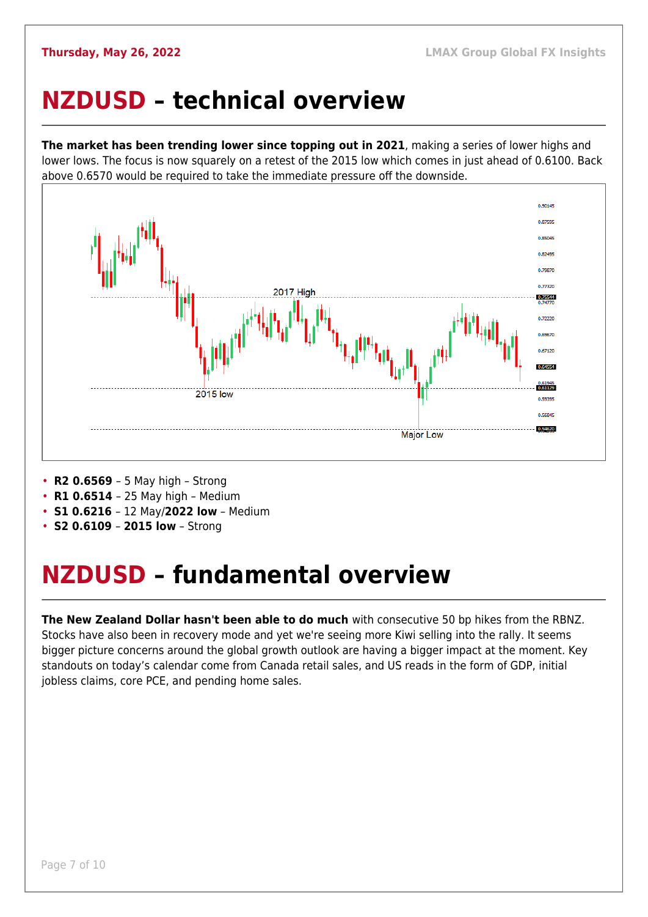# NZDUSD – technical overview

**The market has been trending lower since topping out in 2021**, making a series of lower highs and lower lows. The focus is now squarely on a retest of the 2015 low which comes in just ahead of 0.6100. Back above 0.6570 would be required to take the immediate pressure off the downside.

- **R2 0.6569** – 5 May high – Strong
- **R1 0.6514** – 25 May high – Medium
- **S1 0.6216** – 12 May/**2022 low** – Medium
- **S2 0.6109** – **2015 low** – Strong

# NZDUSD – fundamental overview

**The New Zealand Dollar hasn't been able to do much** with consecutive 50 bp hikes from the RBNZ. Stocks have also been in recovery mode and yet we're seeing more Kiwi selling into the rally. It seems bigger picture concerns around the global growth outlook are having a bigger impact at the moment. Key standouts on today's calendar come from Canada retail sales, and US reads in the form of GDP, initial jobless claims, core PCE, and pending home sales.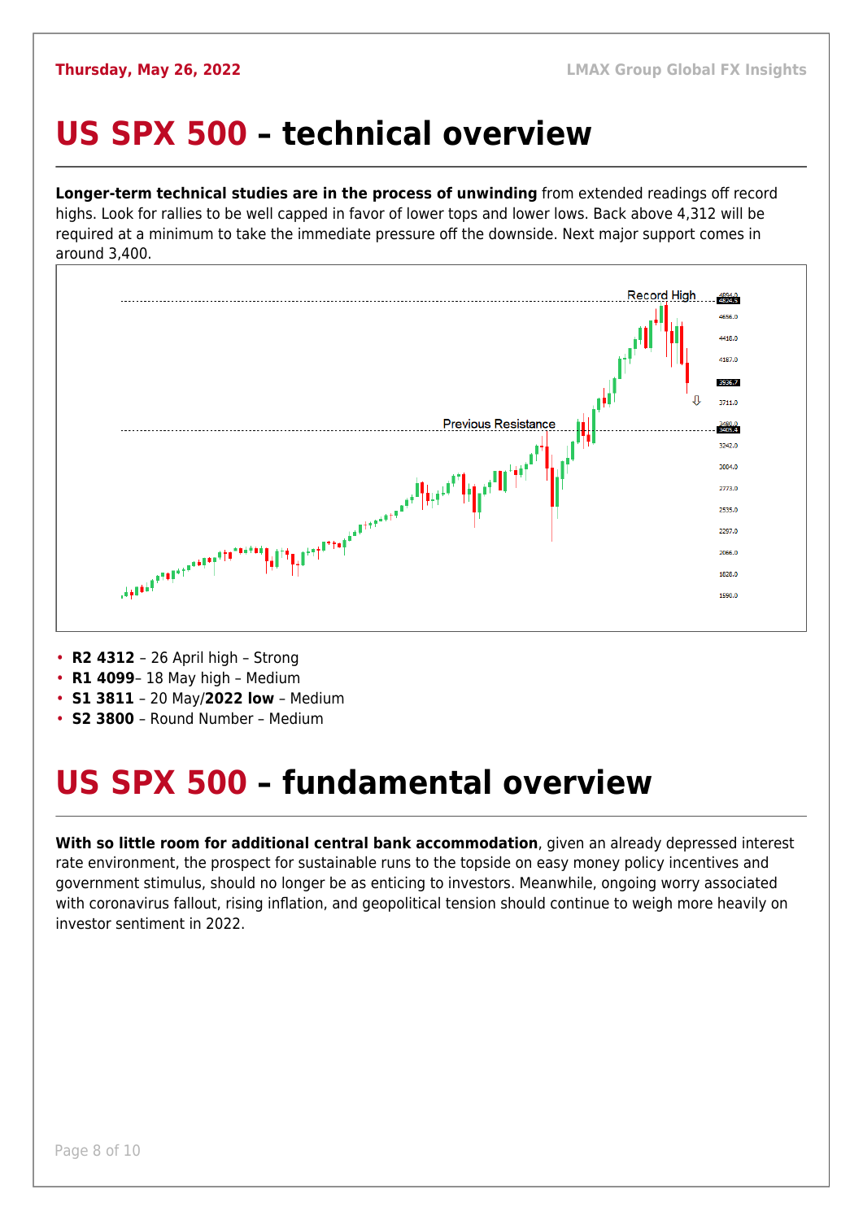# US SPX 500 – technical overview

**Longer-term technical studies are in the process of unwinding** from extended readings off record highs. Look for rallies to be well capped in favor of lower tops and lower lows. Back above 4,312 will be required at a minimum to take the immediate pressure off the downside. Next major support comes in around 3,400.

- **R2 4312** – 26 April high – Strong
- **R1 4099**– 18 May high – Medium
- **S1 3811** – 20 May/**2022 low** – Medium
- **S2 3800** – Round Number – Medium

# US SPX 500 – fundamental overview

**With so little room for additional central bank accommodation**, given an already depressed interest rate environment, the prospect for sustainable runs to the topside on easy money policy incentives and government stimulus, should no longer be as enticing to investors. Meanwhile, ongoing worry associated with coronavirus fallout, rising inflation, and geopolitical tension should continue to weigh more heavily on investor sentiment in 2022.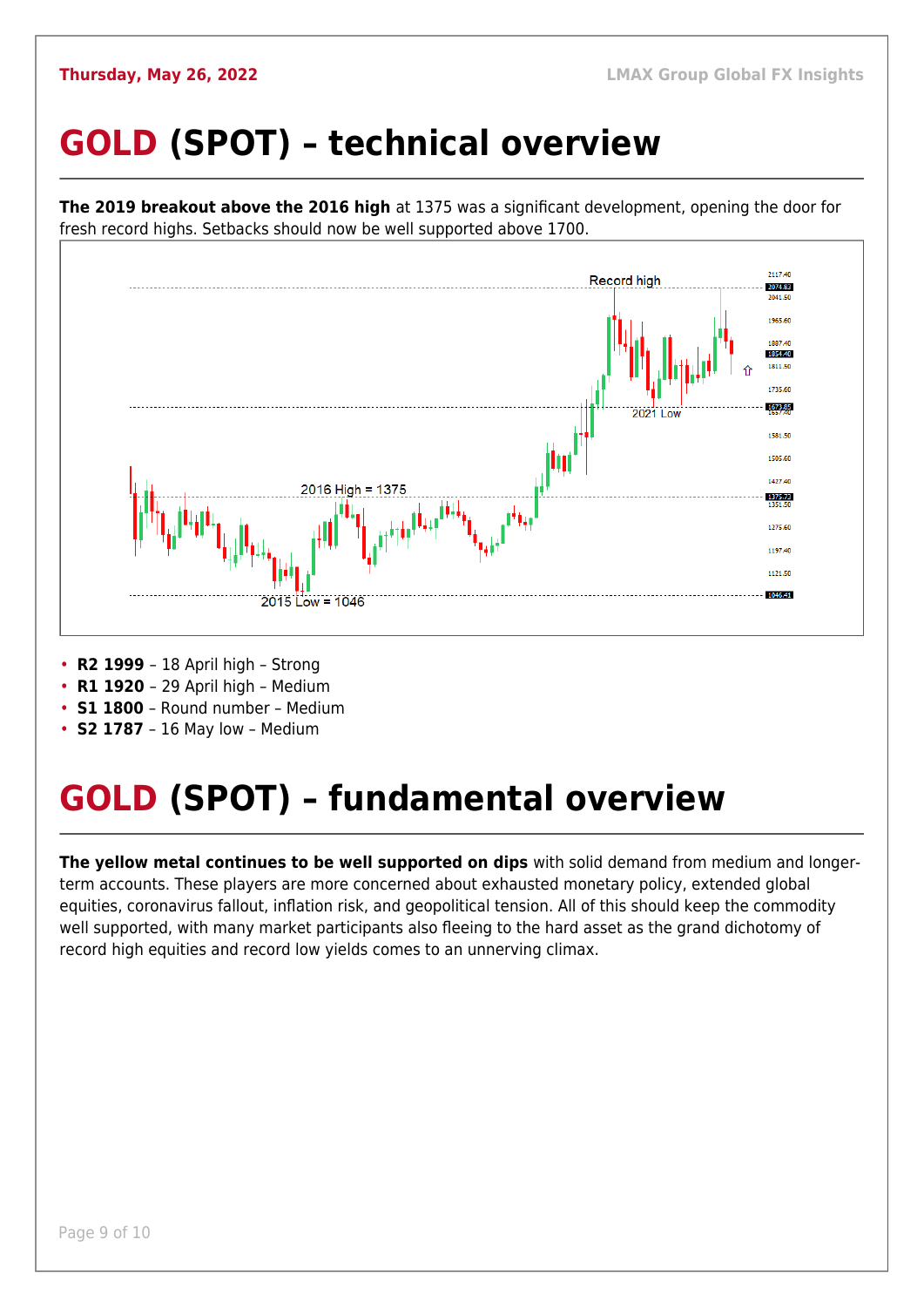# GOLD (SPOT) – technical overview

**The 2019 breakout above the 2016 high** at 1375 was a significant development, opening the door for fresh record highs. Setbacks should now be well supported above 1700.

- **R2 1999** – 18 April high – Strong
- **R1 1920** – 29 April high – Medium
- **S1 1800** – Round number – Medium
- **S2 1787** – 16 May low – Medium

# GOLD (SPOT) – fundamental overview

**The yellow metal continues to be well supported on dips** with solid demand from medium and longer-term accounts. These players are more concerned about exhausted monetary policy, extended global equities, coronavirus fallout, inflation risk, and geopolitical tension. All of this should keep the commodity well supported, with many market participants also fleeing to the hard asset as the grand dichotomy of record high equities and record low yields comes to an unnerving climax.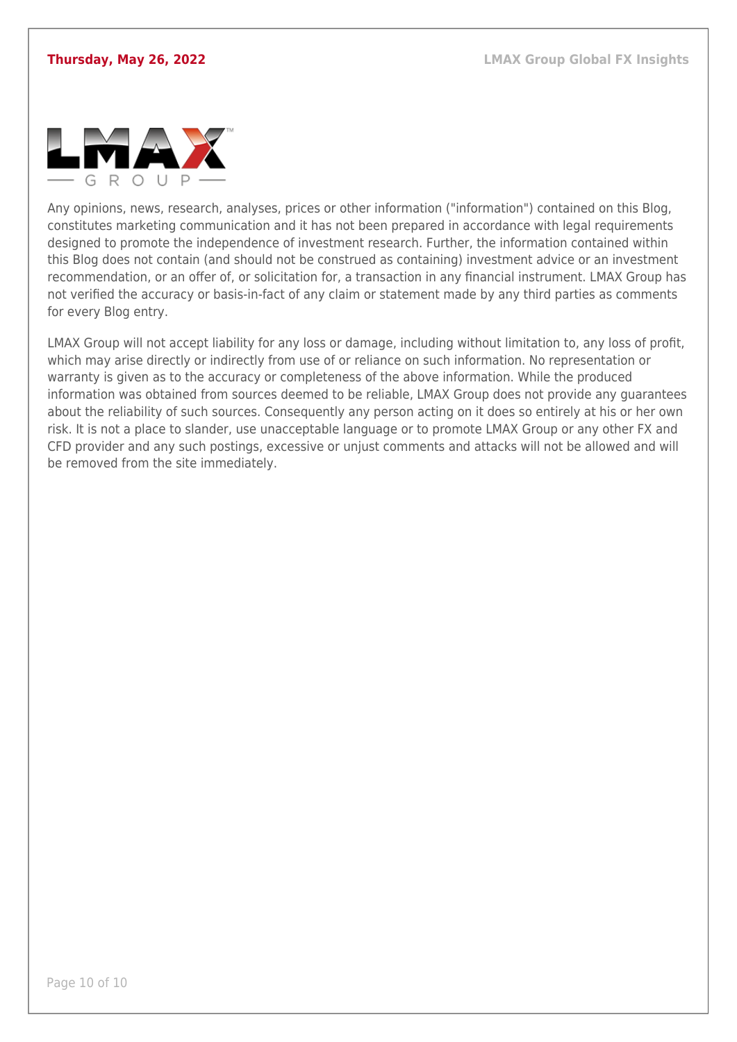Any opinions, news, research, analyses, prices or other information ("information") contained on this Blog, constitutes marketing communication and it has not been prepared in accordance with legal requirements designed to promote the independence of investment research. Further, the information contained within this Blog does not contain (and should not be construed as containing) investment advice or an investment recommendation, or an offer of, or solicitation for, a transaction in any financial instrument. LMAX Group has not verified the accuracy or basis-in-fact of any claim or statement made by any third parties as comments for every Blog entry.

LMAX Group will not accept liability for any loss or damage, including without limitation to, any loss of profit, which may arise directly or indirectly from use of or reliance on such information. No representation or warranty is given as to the accuracy or completeness of the above information. While the produced information was obtained from sources deemed to be reliable, LMAX Group does not provide any guarantees about the reliability of such sources. Consequently any person acting on it does so entirely at his or her own risk. It is not a place to slander, use unacceptable language or to promote LMAX Group or any other FX and CFD provider and any such postings, excessive or unjust comments and attacks will not be allowed and will be removed from the site immediately.